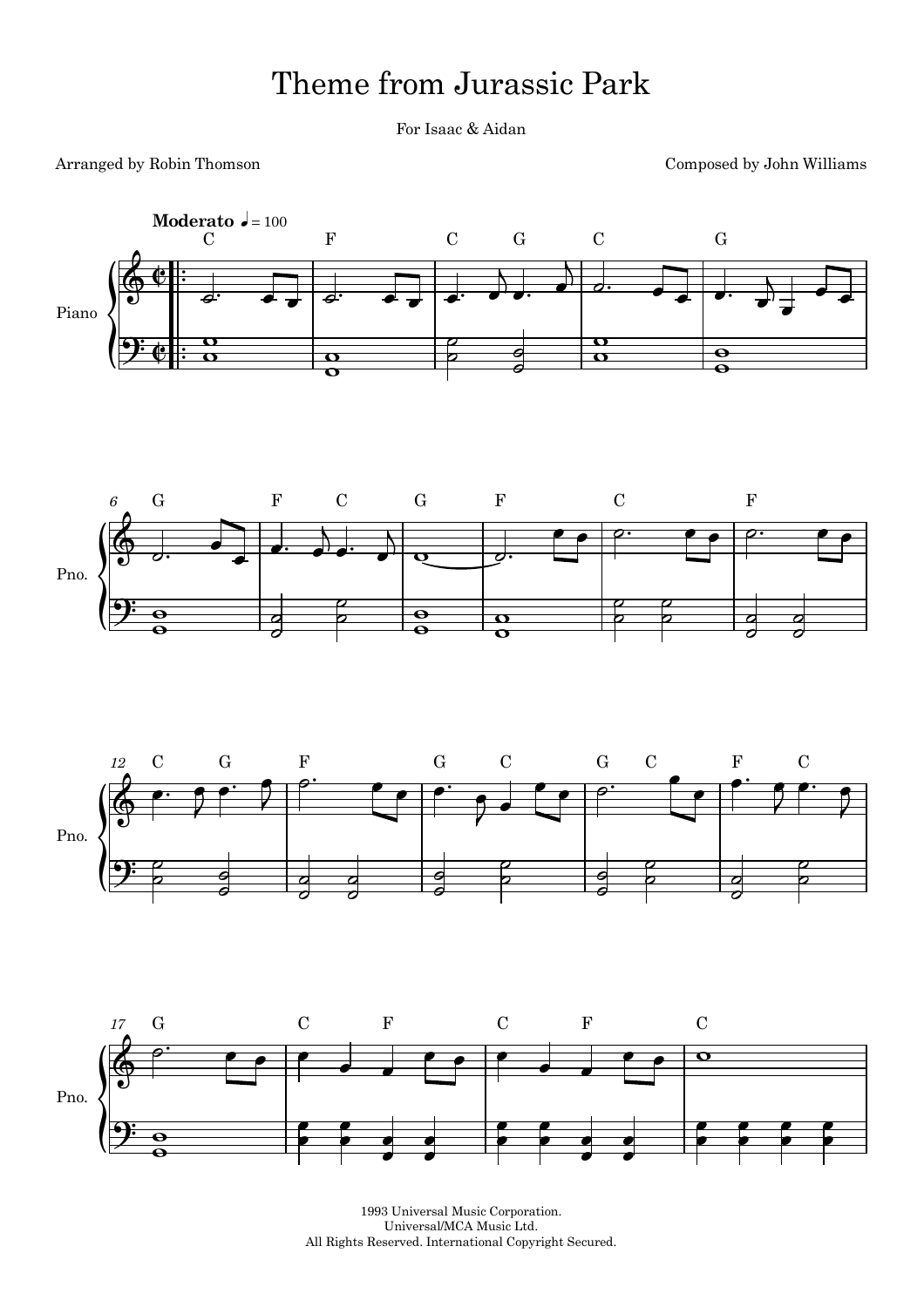# Theme from Jurassic Park

For Isaac & Aidan

Arranged by Robin Thomson

Composed by John Williams

1993 Universal Music Corporation.
Universal/MCA Music Ltd.
All Rights Reserved. International Copyright Secured.